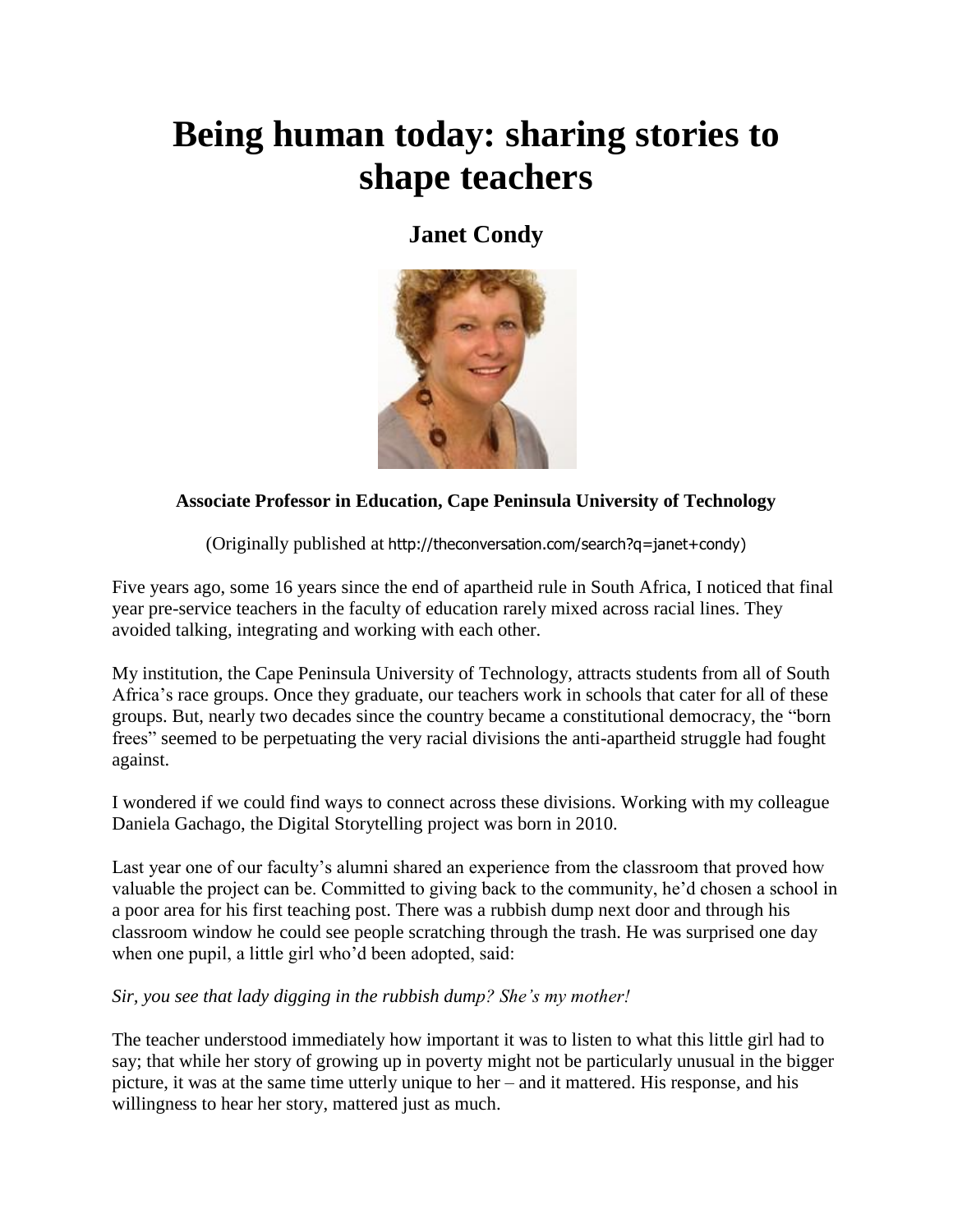# Being human today: sharing stories to shape teachers

## Janet Condy

**Associate Professor in Education, Cape Peninsula University of Technology**

(Originally published at http://theconversation.com/search?q=janet+condy)

Five years ago, some 16 years since the end of apartheid rule in South Africa, I noticed that final year pre-service teachers in the faculty of education rarely mixed across racial lines. They avoided talking, integrating and working with each other.

My institution, the Cape Peninsula University of Technology, attracts students from all of South Africa's race groups. Once they graduate, our teachers work in schools that cater for all of these groups. But, nearly two decades since the country became a constitutional democracy, the "born frees" seemed to be perpetuating the very racial divisions the anti-apartheid struggle had fought against.

I wondered if we could find ways to connect across these divisions. Working with my colleague Daniela Gachago, the Digital Storytelling project was born in 2010.

Last year one of our faculty's alumni shared an experience from the classroom that proved how valuable the project can be. Committed to giving back to the community, he'd chosen a school in a poor area for his first teaching post. There was a rubbish dump next door and through his classroom window he could see people scratching through the trash. He was surprised one day when one pupil, a little girl who'd been adopted, said:

*Sir, you see that lady digging in the rubbish dump? She's my mother!*

The teacher understood immediately how important it was to listen to what this little girl had to say; that while her story of growing up in poverty might not be particularly unusual in the bigger picture, it was at the same time utterly unique to her – and it mattered. His response, and his willingness to hear her story, mattered just as much.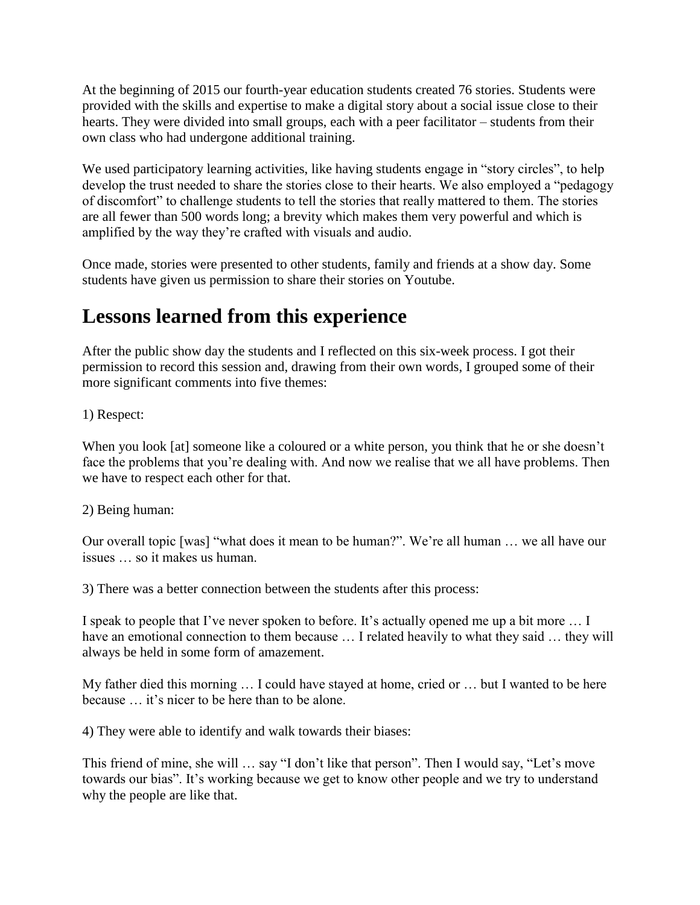At the beginning of 2015 our fourth-year education students created 76 stories. Students were provided with the skills and expertise to make a digital story about a social issue close to their hearts. They were divided into small groups, each with a peer facilitator – students from their own class who had undergone additional training.

We used participatory learning activities, like having students engage in "story circles", to help develop the trust needed to share the stories close to their hearts. We also employed a "pedagogy of discomfort" to challenge students to tell the stories that really mattered to them. The stories are all fewer than 500 words long; a brevity which makes them very powerful and which is amplified by the way they're crafted with visuals and audio.

Once made, stories were presented to other students, family and friends at a show day. Some students have given us permission to share their stories on Youtube.

## Lessons learned from this experience

After the public show day the students and I reflected on this six-week process. I got their permission to record this session and, drawing from their own words, I grouped some of their more significant comments into five themes:

1) Respect:

When you look [at] someone like a coloured or a white person, you think that he or she doesn't face the problems that you're dealing with. And now we realise that we all have problems. Then we have to respect each other for that.

2) Being human:

Our overall topic [was] "what does it mean to be human?". We're all human … we all have our issues … so it makes us human.

3) There was a better connection between the students after this process:

I speak to people that I've never spoken to before. It's actually opened me up a bit more … I have an emotional connection to them because … I related heavily to what they said … they will always be held in some form of amazement.

My father died this morning … I could have stayed at home, cried or … but I wanted to be here because … it's nicer to be here than to be alone.

4) They were able to identify and walk towards their biases:

This friend of mine, she will … say "I don't like that person". Then I would say, "Let's move towards our bias". It's working because we get to know other people and we try to understand why the people are like that.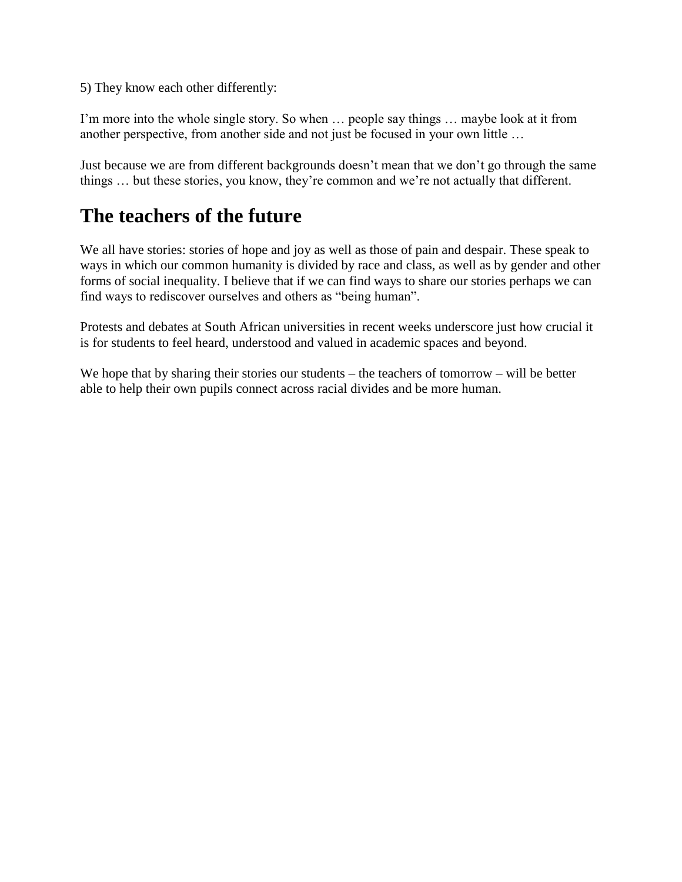5) They know each other differently:

I'm more into the whole single story. So when … people say things … maybe look at it from another perspective, from another side and not just be focused in your own little …

Just because we are from different backgrounds doesn't mean that we don't go through the same things … but these stories, you know, they're common and we're not actually that different.

## The teachers of the future

We all have stories: stories of hope and joy as well as those of pain and despair. These speak to ways in which our common humanity is divided by race and class, as well as by gender and other forms of social inequality. I believe that if we can find ways to share our stories perhaps we can find ways to rediscover ourselves and others as "being human".

Protests and debates at South African universities in recent weeks underscore just how crucial it is for students to feel heard, understood and valued in academic spaces and beyond.

We hope that by sharing their stories our students – the teachers of tomorrow – will be better able to help their own pupils connect across racial divides and be more human.